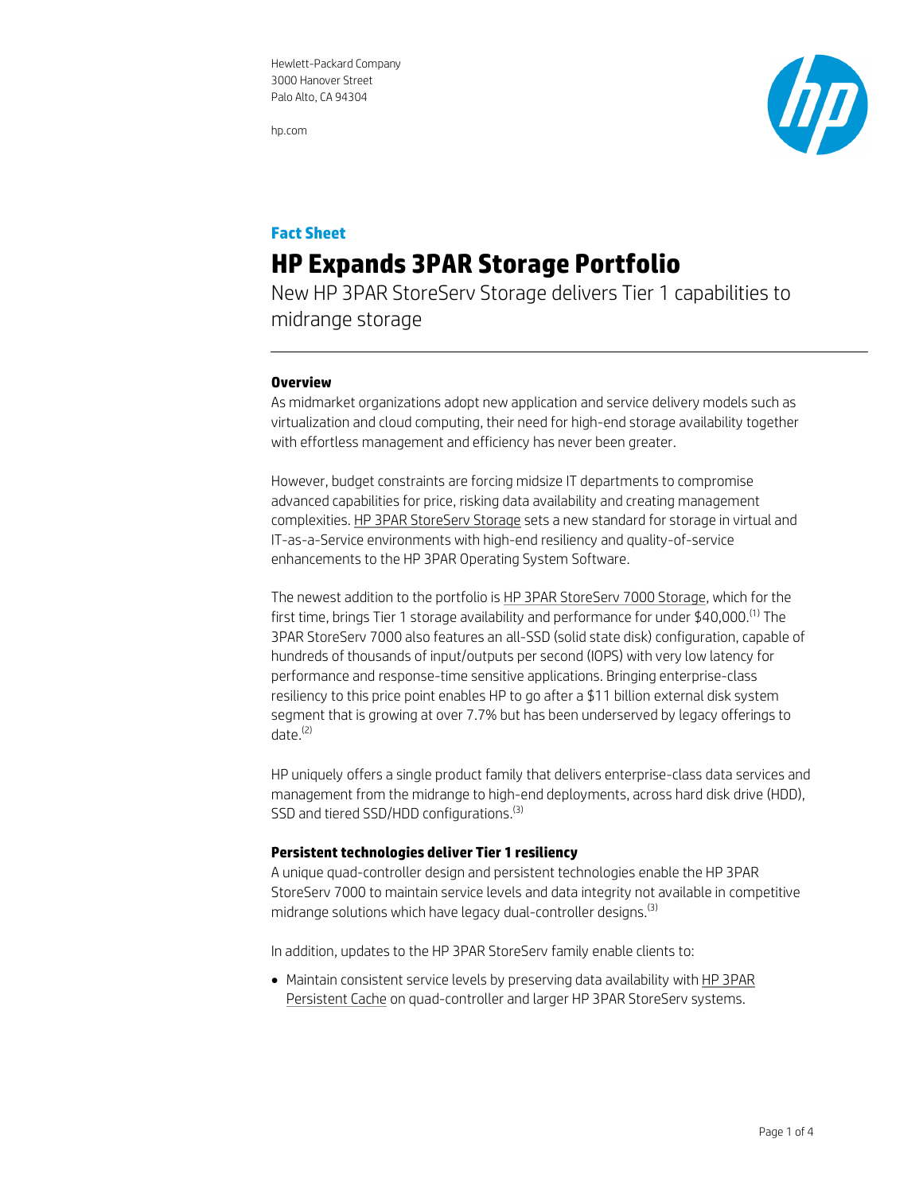Hewlett-Packard Company
3000 Hanover Street
Palo Alto, CA 94304

hp.com

**Fact Sheet**

# HP Expands 3PAR Storage Portfolio

New HP 3PAR StoreServ Storage delivers Tier 1 capabilities to midrange storage

### Overview

As midmarket organizations adopt new application and service delivery models such as virtualization and cloud computing, their need for high-end storage availability together with effortless management and efficiency has never been greater.

However, budget constraints are forcing midsize IT departments to compromise advanced capabilities for price, risking data availability and creating management complexities. HP 3PAR StoreServ Storage sets a new standard for storage in virtual and IT-as-a-Service environments with high-end resiliency and quality-of-service enhancements to the HP 3PAR Operating System Software.

The newest addition to the portfolio is HP 3PAR StoreServ 7000 Storage, which for the first time, brings Tier 1 storage availability and performance for under $40,000.[1] The 3PAR StoreServ 7000 also features an all-SSD (solid state disk) configuration, capable of hundreds of thousands of input/outputs per second (IOPS) with very low latency for performance and response-time sensitive applications. Bringing enterprise-class resiliency to this price point enables HP to go after a $11 billion external disk system segment that is growing at over 7.7% but has been underserved by legacy offerings to date.[2]

HP uniquely offers a single product family that delivers enterprise-class data services and management from the midrange to high-end deployments, across hard disk drive (HDD), SSD and tiered SSD/HDD configurations.[3]

### Persistent technologies deliver Tier 1 resiliency

A unique quad-controller design and persistent technologies enable the HP 3PAR StoreServ 7000 to maintain service levels and data integrity not available in competitive midrange solutions which have legacy dual-controller designs.[3]

In addition, updates to the HP 3PAR StoreServ family enable clients to:

- Maintain consistent service levels by preserving data availability with HP 3PAR Persistent Cache on quad-controller and larger HP 3PAR StoreServ systems.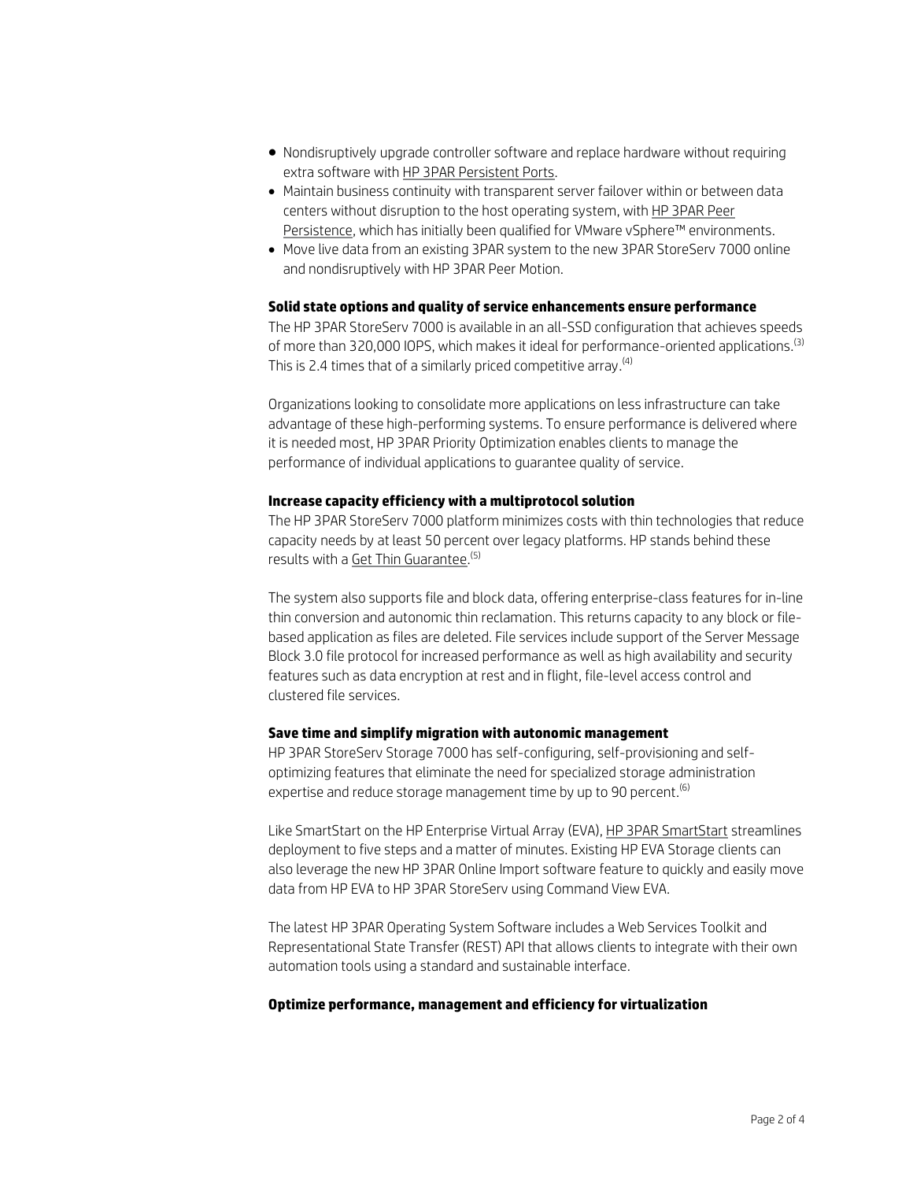- Nondisruptively upgrade controller software and replace hardware without requiring extra software with HP 3PAR Persistent Ports.
- Maintain business continuity with transparent server failover within or between data centers without disruption to the host operating system, with HP 3PAR Peer Persistence, which has initially been qualified for VMware vSphere™ environments.
- Move live data from an existing 3PAR system to the new 3PAR StoreServ 7000 online and nondisruptively with HP 3PAR Peer Motion.

**Solid state options and quality of service enhancements ensure performance**

The HP 3PAR StoreServ 7000 is available in an all-SSD configuration that achieves speeds of more than 320,000 IOPS, which makes it ideal for performance-oriented applications.[3] This is 2.4 times that of a similarly priced competitive array.[4]

Organizations looking to consolidate more applications on less infrastructure can take advantage of these high-performing systems. To ensure performance is delivered where it is needed most, HP 3PAR Priority Optimization enables clients to manage the performance of individual applications to guarantee quality of service.

**Increase capacity efficiency with a multiprotocol solution**

The HP 3PAR StoreServ 7000 platform minimizes costs with thin technologies that reduce capacity needs by at least 50 percent over legacy platforms. HP stands behind these results with a Get Thin Guarantee.[5]

The system also supports file and block data, offering enterprise-class features for in-line thin conversion and autonomic thin reclamation. This returns capacity to any block or file-based application as files are deleted. File services include support of the Server Message Block 3.0 file protocol for increased performance as well as high availability and security features such as data encryption at rest and in flight, file-level access control and clustered file services.

**Save time and simplify migration with autonomic management**

HP 3PAR StoreServ Storage 7000 has self-configuring, self-provisioning and self-optimizing features that eliminate the need for specialized storage administration expertise and reduce storage management time by up to 90 percent.[6]

Like SmartStart on the HP Enterprise Virtual Array (EVA), HP 3PAR SmartStart streamlines deployment to five steps and a matter of minutes. Existing HP EVA Storage clients can also leverage the new HP 3PAR Online Import software feature to quickly and easily move data from HP EVA to HP 3PAR StoreServ using Command View EVA.

The latest HP 3PAR Operating System Software includes a Web Services Toolkit and Representational State Transfer (REST) API that allows clients to integrate with their own automation tools using a standard and sustainable interface.

**Optimize performance, management and efficiency for virtualization**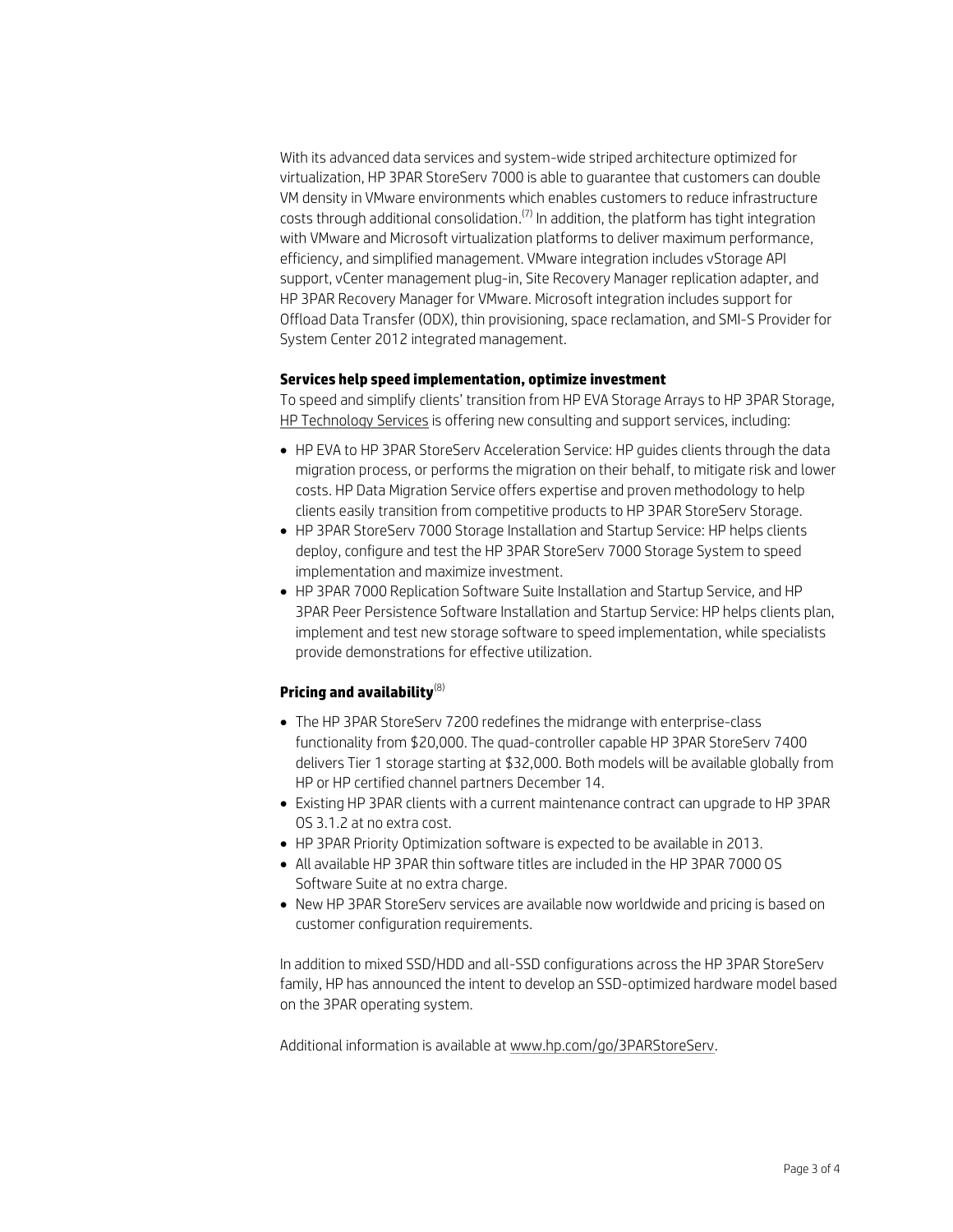With its advanced data services and system-wide striped architecture optimized for virtualization, HP 3PAR StoreServ 7000 is able to guarantee that customers can double VM density in VMware environments which enables customers to reduce infrastructure costs through additional consolidation.[7] In addition, the platform has tight integration with VMware and Microsoft virtualization platforms to deliver maximum performance, efficiency, and simplified management. VMware integration includes vStorage API support, vCenter management plug-in, Site Recovery Manager replication adapter, and HP 3PAR Recovery Manager for VMware. Microsoft integration includes support for Offload Data Transfer (ODX), thin provisioning, space reclamation, and SMI-S Provider for System Center 2012 integrated management.

**Services help speed implementation, optimize investment**

To speed and simplify clients' transition from HP EVA Storage Arrays to HP 3PAR Storage, HP Technology Services is offering new consulting and support services, including:

- HP EVA to HP 3PAR StoreServ Acceleration Service: HP guides clients through the data migration process, or performs the migration on their behalf, to mitigate risk and lower costs. HP Data Migration Service offers expertise and proven methodology to help clients easily transition from competitive products to HP 3PAR StoreServ Storage.
- HP 3PAR StoreServ 7000 Storage Installation and Startup Service: HP helps clients deploy, configure and test the HP 3PAR StoreServ 7000 Storage System to speed implementation and maximize investment.
- HP 3PAR 7000 Replication Software Suite Installation and Startup Service, and HP 3PAR Peer Persistence Software Installation and Startup Service: HP helps clients plan, implement and test new storage software to speed implementation, while specialists provide demonstrations for effective utilization.

**Pricing and availability**[8]

- The HP 3PAR StoreServ 7200 redefines the midrange with enterprise-class functionality from $20,000. The quad-controller capable HP 3PAR StoreServ 7400 delivers Tier 1 storage starting at $32,000. Both models will be available globally from HP or HP certified channel partners December 14.
- Existing HP 3PAR clients with a current maintenance contract can upgrade to HP 3PAR OS 3.1.2 at no extra cost.
- HP 3PAR Priority Optimization software is expected to be available in 2013.
- All available HP 3PAR thin software titles are included in the HP 3PAR 7000 OS Software Suite at no extra charge.
- New HP 3PAR StoreServ services are available now worldwide and pricing is based on customer configuration requirements.

In addition to mixed SSD/HDD and all-SSD configurations across the HP 3PAR StoreServ family, HP has announced the intent to develop an SSD-optimized hardware model based on the 3PAR operating system.

Additional information is available at www.hp.com/go/3PARStoreServ.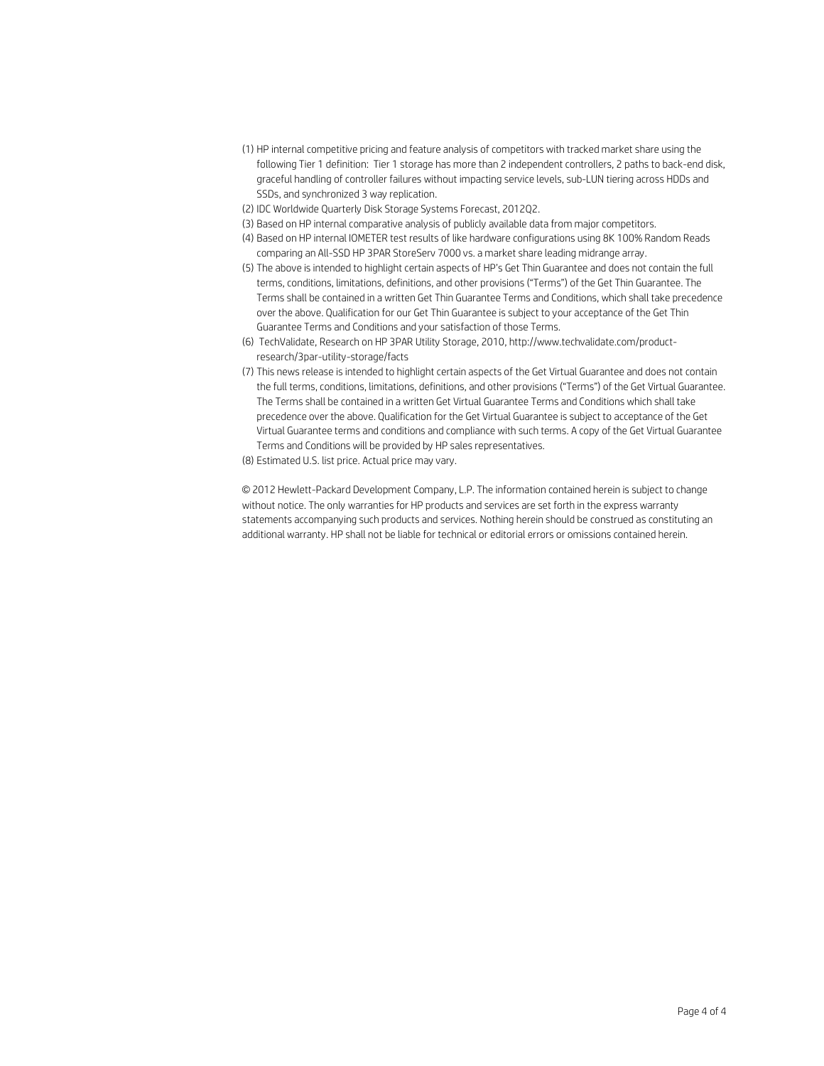(1) HP internal competitive pricing and feature analysis of competitors with tracked market share using the following Tier 1 definition:  Tier 1 storage has more than 2 independent controllers, 2 paths to back-end disk, graceful handling of controller failures without impacting service levels, sub-LUN tiering across HDDs and SSDs, and synchronized 3 way replication.

(2) IDC Worldwide Quarterly Disk Storage Systems Forecast, 2012Q2.

(3) Based on HP internal comparative analysis of publicly available data from major competitors.

(4) Based on HP internal IOMETER test results of like hardware configurations using 8K 100% Random Reads comparing an All-SSD HP 3PAR StoreServ 7000 vs. a market share leading midrange array.

(5) The above is intended to highlight certain aspects of HP's Get Thin Guarantee and does not contain the full terms, conditions, limitations, definitions, and other provisions ("Terms") of the Get Thin Guarantee. The Terms shall be contained in a written Get Thin Guarantee Terms and Conditions, which shall take precedence over the above. Qualification for our Get Thin Guarantee is subject to your acceptance of the Get Thin Guarantee Terms and Conditions and your satisfaction of those Terms.

(6) TechValidate, Research on HP 3PAR Utility Storage, 2010, http://www.techvalidate.com/product-research/3par-utility-storage/facts

(7) This news release is intended to highlight certain aspects of the Get Virtual Guarantee and does not contain the full terms, conditions, limitations, definitions, and other provisions ("Terms") of the Get Virtual Guarantee. The Terms shall be contained in a written Get Virtual Guarantee Terms and Conditions which shall take precedence over the above. Qualification for the Get Virtual Guarantee is subject to acceptance of the Get Virtual Guarantee terms and conditions and compliance with such terms. A copy of the Get Virtual Guarantee Terms and Conditions will be provided by HP sales representatives.

(8) Estimated U.S. list price. Actual price may vary.

© 2012 Hewlett-Packard Development Company, L.P. The information contained herein is subject to change without notice. The only warranties for HP products and services are set forth in the express warranty statements accompanying such products and services. Nothing herein should be construed as constituting an additional warranty. HP shall not be liable for technical or editorial errors or omissions contained herein.